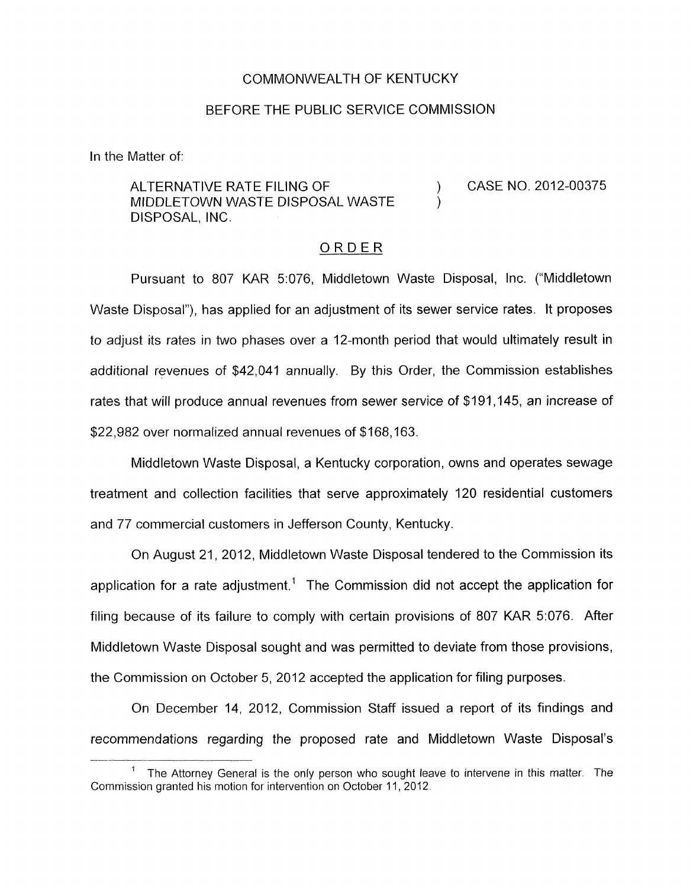COMMONWEALTH OF KENTUCKY

BEFORE THE PUBLIC SERVICE COMMISSION

In the Matter of:

| | | |
|---|---|---|
| ALTERNATIVE RATE FILING OF MIDDLETOWN WASTE DISPOSAL WASTE DISPOSAL, INC. | ) ) | CASE NO. 2012-00375 |

## ORDER

Pursuant to 807 KAR 5:076, Middletown Waste Disposal, Inc. ("Middletown Waste Disposal"), has applied for an adjustment of its sewer service rates. It proposes to adjust its rates in two phases over a 12-month period that would ultimately result in additional revenues of $42,041 annually. By this Order, the Commission establishes rates that will produce annual revenues from sewer service of $191,145, an increase of $22,982 over normalized annual revenues of $168,163.

Middletown Waste Disposal, a Kentucky corporation, owns and operates sewage treatment and collection facilities that serve approximately 120 residential customers and 77 commercial customers in Jefferson County, Kentucky.

On August 21, 2012, Middletown Waste Disposal tendered to the Commission its application for a rate adjustment.[1] The Commission did not accept the application for filing because of its failure to comply with certain provisions of 807 KAR 5:076. After Middletown Waste Disposal sought and was permitted to deviate from those provisions, the Commission on October 5, 2012 accepted the application for filing purposes.

On December 14, 2012, Commission Staff issued a report of its findings and recommendations regarding the proposed rate and Middletown Waste Disposal's

---

[1] The Attorney General is the only person who sought leave to intervene in this matter. The Commission granted his motion for intervention on October 11, 2012.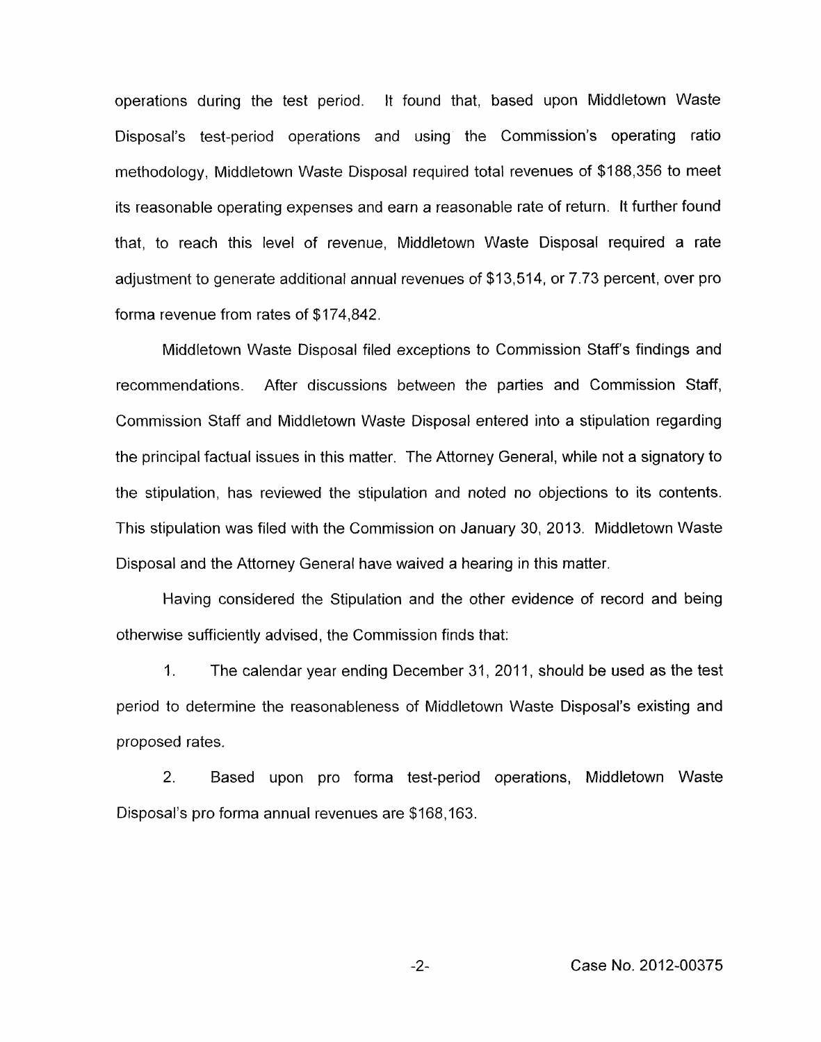operations during the test period. It found that, based upon Middletown Waste Disposal's test-period operations and using the Commission's operating ratio methodology, Middletown Waste Disposal required total revenues of $188,356 to meet its reasonable operating expenses and earn a reasonable rate of return. It further found that, to reach this level of revenue, Middletown Waste Disposal required a rate adjustment to generate additional annual revenues of $13,514, or 7.73 percent, over pro forma revenue from rates of $174,842.

Middletown Waste Disposal filed exceptions to Commission Staff's findings and recommendations. After discussions between the parties and Commission Staff, Commission Staff and Middletown Waste Disposal entered into a stipulation regarding the principal factual issues in this matter. The Attorney General, while not a signatory to the stipulation, has reviewed the stipulation and noted no objections to its contents. This stipulation was filed with the Commission on January 30, 2013. Middletown Waste Disposal and the Attorney General have waived a hearing in this matter.

Having considered the Stipulation and the other evidence of record and being otherwise sufficiently advised, the Commission finds that:

1. The calendar year ending December 31, 2011, should be used as the test period to determine the reasonableness of Middletown Waste Disposal's existing and proposed rates.

2. Based upon pro forma test-period operations, Middletown Waste Disposal's pro forma annual revenues are $168,163.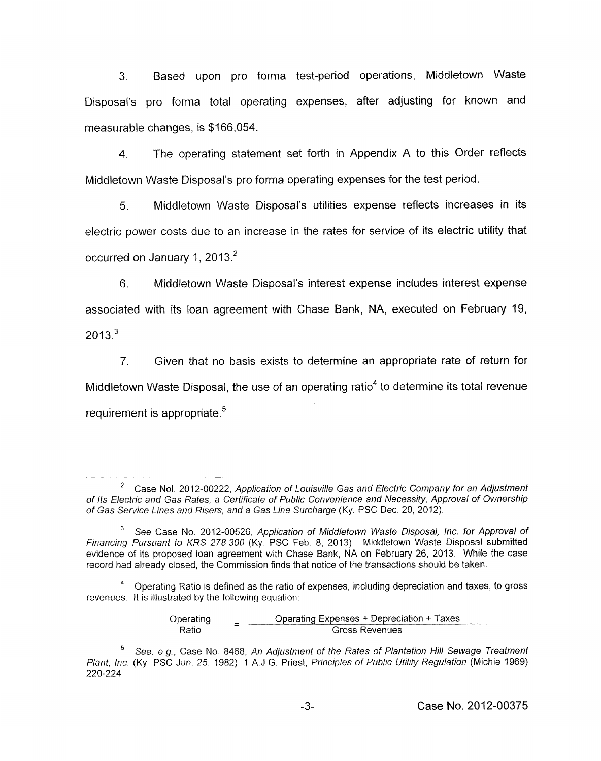3. Based upon pro forma test-period operations, Middletown Waste Disposal's pro forma total operating expenses, after adjusting for known and measurable changes, is $166,054.

4. The operating statement set forth in Appendix A to this Order reflects Middletown Waste Disposal's pro forma operating expenses for the test period.

5. Middletown Waste Disposal's utilities expense reflects increases in its electric power costs due to an increase in the rates for service of its electric utility that occurred on January 1, 2013.[2]

6. Middletown Waste Disposal's interest expense includes interest expense associated with its loan agreement with Chase Bank, NA, executed on February 19, 2013.[3]

7. Given that no basis exists to determine an appropriate rate of return for Middletown Waste Disposal, the use of an operating ratio[4] to determine its total revenue requirement is appropriate.[5]

---

[2] Case Nol. 2012-00222, *Application of Louisville Gas and Electric Company for an Adjustment of Its Electric and Gas Rates, a Certificate of Public Convenience and Necessity, Approval of Ownership of Gas Service Lines and Risers, and a Gas Line Surcharge* (Ky. PSC Dec. 20, 2012).

[3] *See* Case No. 2012-00526, *Application of Middletown Waste Disposal, Inc. for Approval of Financing Pursuant to KRS 278.300* (Ky. PSC Feb. 8, 2013). Middletown Waste Disposal submitted evidence of its proposed loan agreement with Chase Bank, NA on February 26, 2013. While the case record had already closed, the Commission finds that notice of the transactions should be taken.

[4] Operating Ratio is defined as the ratio of expenses, including depreciation and taxes, to gross revenues. It is illustrated by the following equation:

$$\text{Operating Ratio} = \frac{\text{Operating Expenses} + \text{Depreciation} + \text{Taxes}}{\text{Gross Revenues}}$$

[5] *See, e.g.*, Case No. 8468, *An Adjustment of the Rates of Plantation Hill Sewage Treatment Plant, Inc.* (Ky. PSC Jun. 25, 1982); 1 A.J.G. Priest, *Principles of Public Utility Regulation* (Michie 1969) 220-224.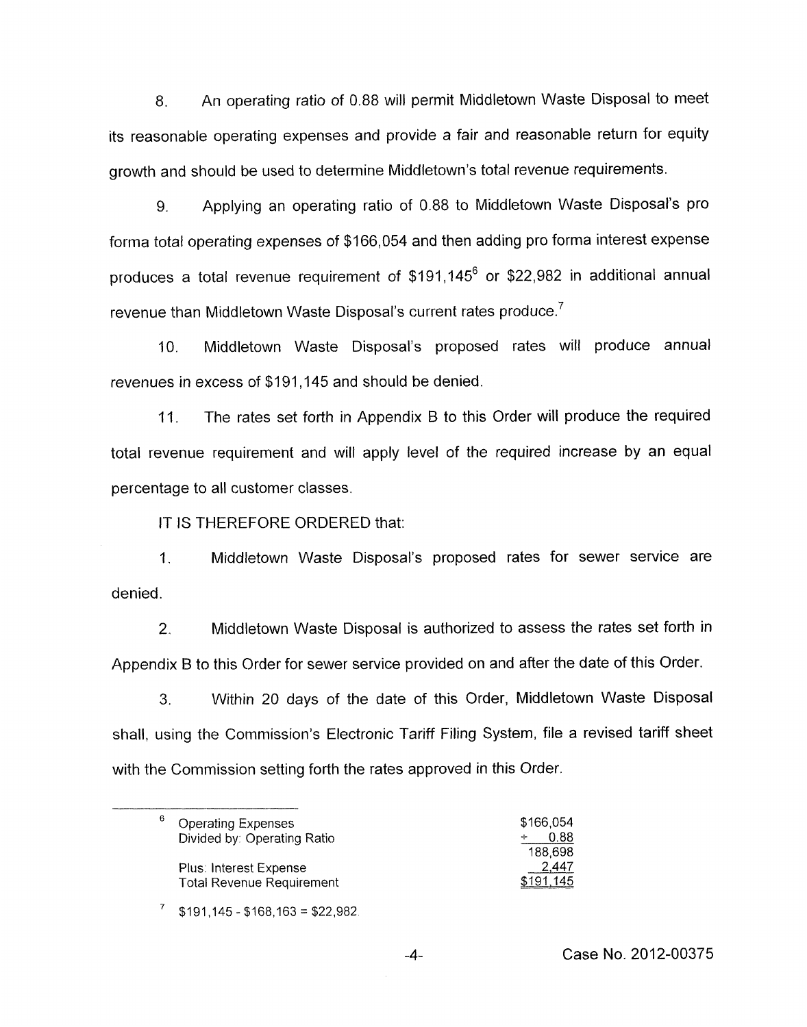8. An operating ratio of 0.88 will permit Middletown Waste Disposal to meet its reasonable operating expenses and provide a fair and reasonable return for equity growth and should be used to determine Middletown's total revenue requirements.

9. Applying an operating ratio of 0.88 to Middletown Waste Disposal's pro forma total operating expenses of $166,054 and then adding pro forma interest expense produces a total revenue requirement of $191,145[6] or $22,982 in additional annual revenue than Middletown Waste Disposal's current rates produce.[7]

10. Middletown Waste Disposal's proposed rates will produce annual revenues in excess of $191,145 and should be denied.

11. The rates set forth in Appendix B to this Order will produce the required total revenue requirement and will apply level of the required increase by an equal percentage to all customer classes.

IT IS THEREFORE ORDERED that:

1. Middletown Waste Disposal's proposed rates for sewer service are denied.

2. Middletown Waste Disposal is authorized to assess the rates set forth in Appendix B to this Order for sewer service provided on and after the date of this Order.

3. Within 20 days of the date of this Order, Middletown Waste Disposal shall, using the Commission's Electronic Tariff Filing System, file a revised tariff sheet with the Commission setting forth the rates approved in this Order.

---

[6]

| | |
|---|---|
| Operating Expenses | $166,054 |
| Divided by: Operating Ratio | ÷ 0.88 |
| | 188,698 |
| Plus: Interest Expense | 2,447 |
| Total Revenue Requirement | $191,145 |

[7] $191,145 - $168,163 = $22,982.

Case No. 2012-00375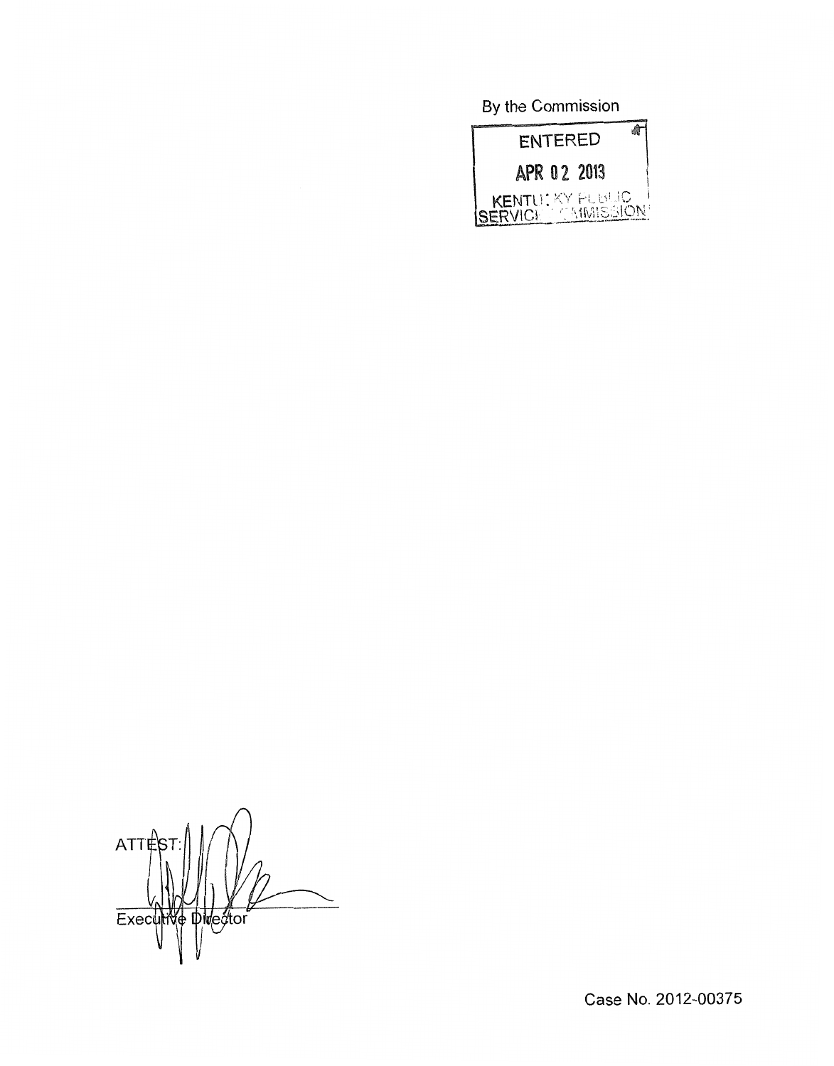By the Commission

ENTERED

APR 02 2013

KENTUCKY PUBLIC SERVICE COMMISSION

ATTEST:

Executive Director

Case No. 2012-00375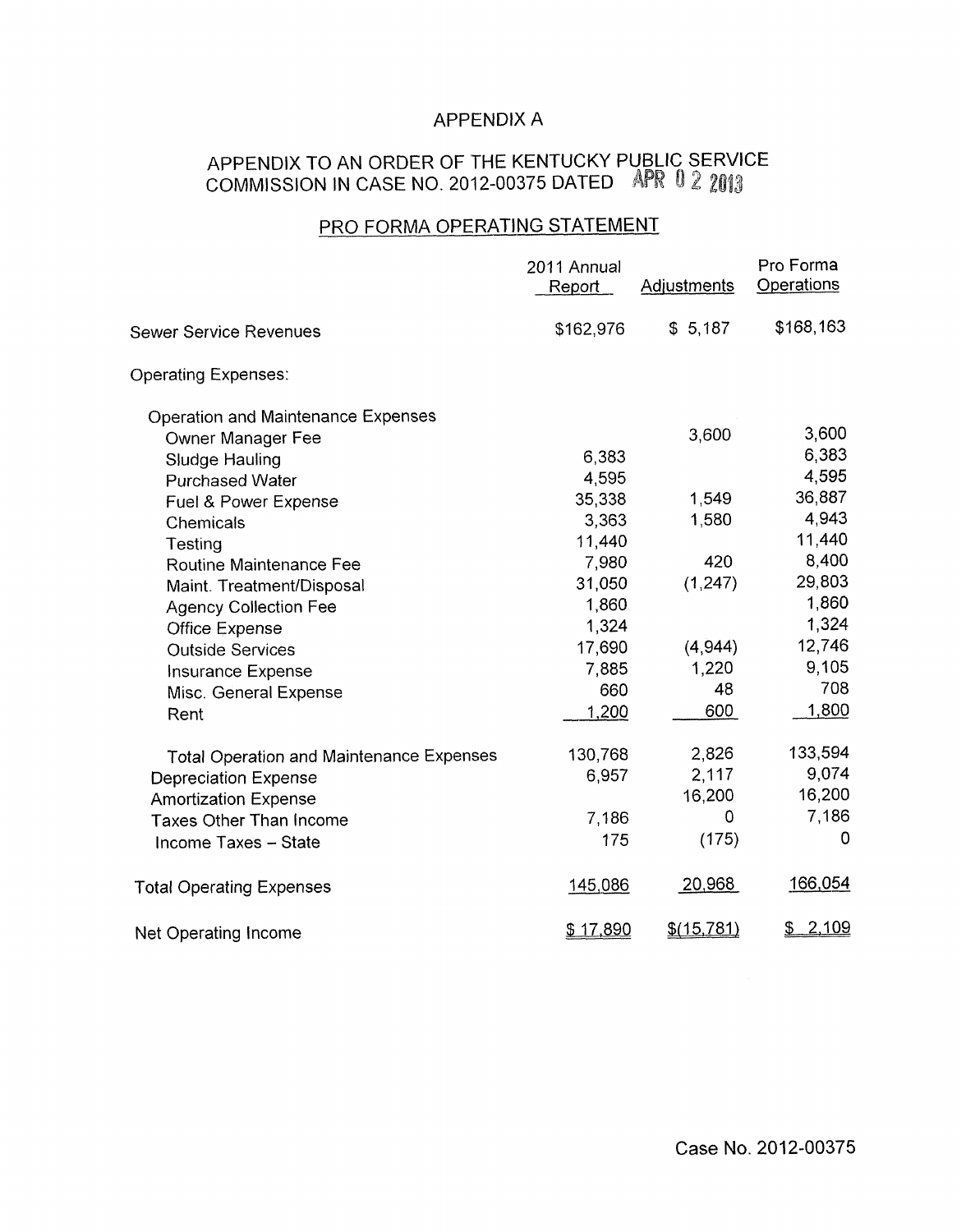# APPENDIX A

## APPENDIX TO AN ORDER OF THE KENTUCKY PUBLIC SERVICE COMMISSION IN CASE NO. 2012-00375 DATED APR 02 2013

### PRO FORMA OPERATING STATEMENT

| | 2011 Annual Report | Adjustments | Pro Forma Operations |
|---|---|---|---|
| Sewer Service Revenues | $162,976 | $ 5,187 | $168,163 |
| Operating Expenses: | | | |
| Operation and Maintenance Expenses | | | |
| Owner Manager Fee | | 3,600 | 3,600 |
| Sludge Hauling | 6,383 | | 6,383 |
| Purchased Water | 4,595 | | 4,595 |
| Fuel & Power Expense | 35,338 | 1,549 | 36,887 |
| Chemicals | 3,363 | 1,580 | 4,943 |
| Testing | 11,440 | | 11,440 |
| Routine Maintenance Fee | 7,980 | 420 | 8,400 |
| Maint. Treatment/Disposal | 31,050 | (1,247) | 29,803 |
| Agency Collection Fee | 1,860 | | 1,860 |
| Office Expense | 1,324 | | 1,324 |
| Outside Services | 17,690 | (4,944) | 12,746 |
| Insurance Expense | 7,885 | 1,220 | 9,105 |
| Misc. General Expense | 660 | 48 | 708 |
| Rent | 1,200 | 600 | 1,800 |
| Total Operation and Maintenance Expenses | 130,768 | 2,826 | 133,594 |
| Depreciation Expense | 6,957 | 2,117 | 9,074 |
| Amortization Expense | | 16,200 | 16,200 |
| Taxes Other Than Income | 7,186 | 0 | 7,186 |
| Income Taxes – State | 175 | (175) | 0 |
| Total Operating Expenses | 145,086 | 20,968 | 166,054 |
| Net Operating Income | $ 17,890 | $(15,781) | $ 2,109 |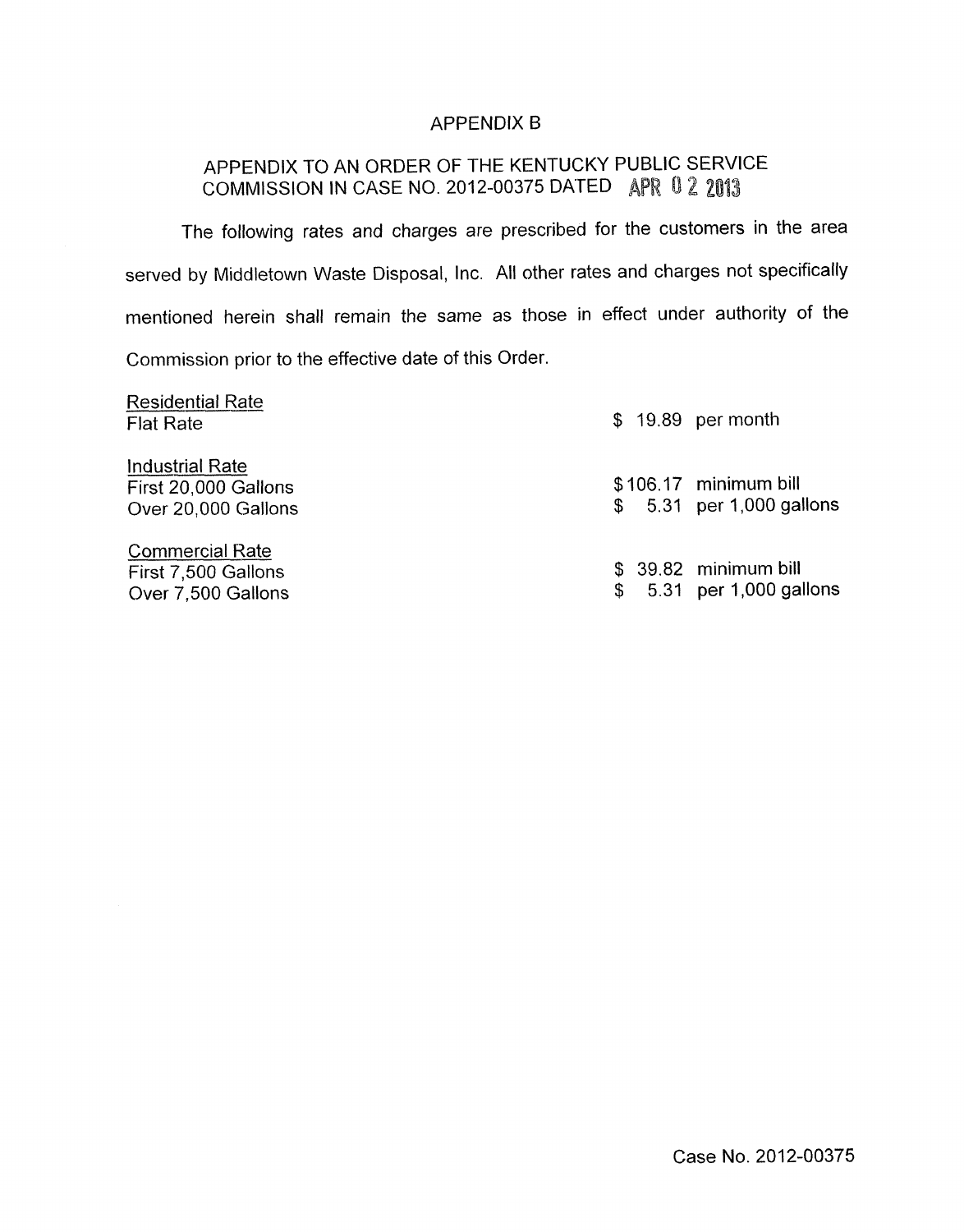# APPENDIX B

## APPENDIX TO AN ORDER OF THE KENTUCKY PUBLIC SERVICE COMMISSION IN CASE NO. 2012-00375 DATED APR 02 2013

The following rates and charges are prescribed for the customers in the area served by Middletown Waste Disposal, Inc. All other rates and charges not specifically mentioned herein shall remain the same as those in effect under authority of the Commission prior to the effective date of this Order.

| | |
|---|---|
| <u>Residential Rate</u> | |
| Flat Rate | $ 19.89 per month |
| <u>Industrial Rate</u> | |
| First 20,000 Gallons | $106.17 minimum bill |
| Over 20,000 Gallons | $ 5.31 per 1,000 gallons |
| <u>Commercial Rate</u> | |
| First 7,500 Gallons | $ 39.82 minimum bill |
| Over 7,500 Gallons | $ 5.31 per 1,000 gallons |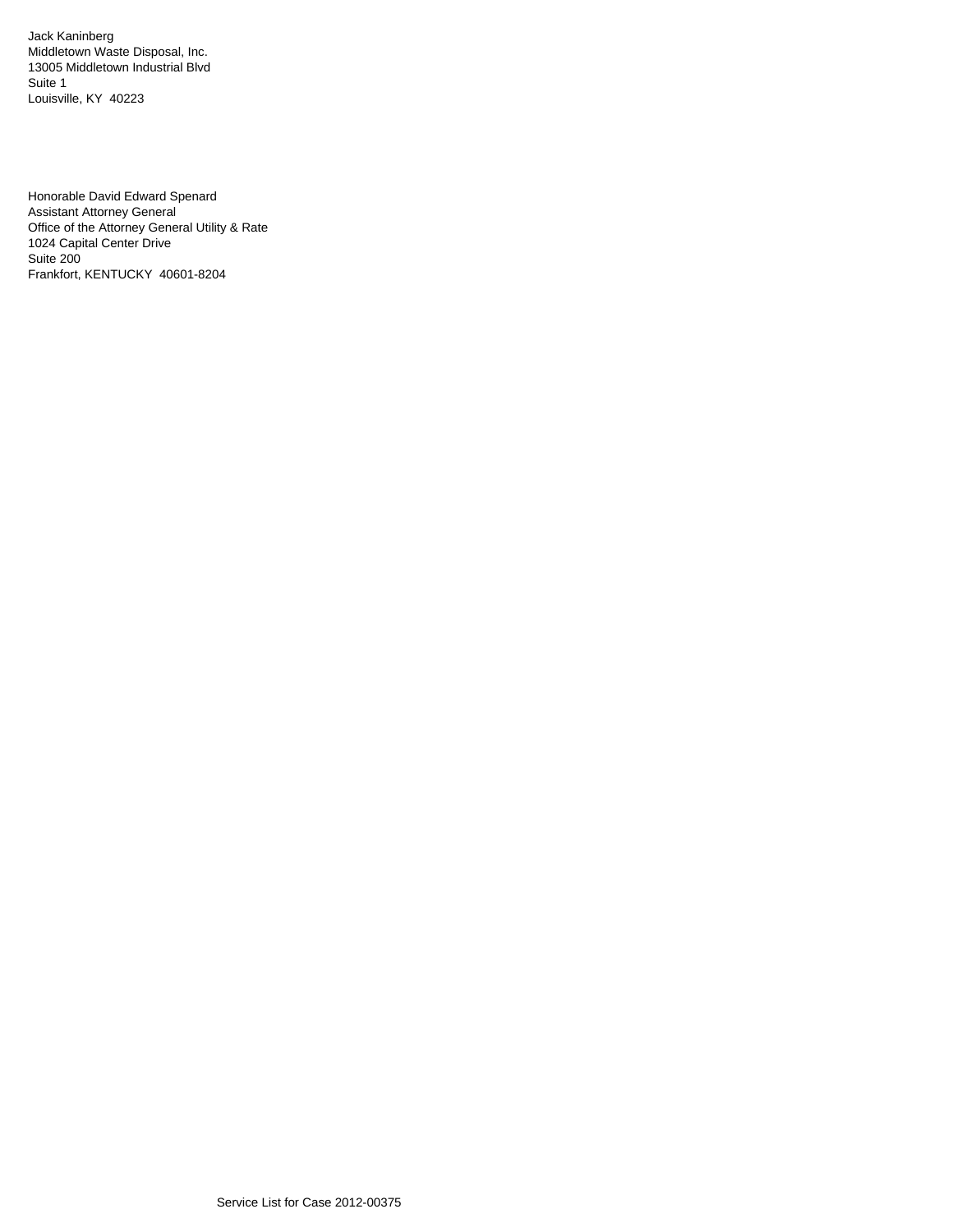Jack Kaninberg
Middletown Waste Disposal, Inc.
13005 Middletown Industrial Blvd
Suite 1
Louisville, KY 40223

Honorable David Edward Spenard
Assistant Attorney General
Office of the Attorney General Utility & Rate
1024 Capital Center Drive
Suite 200
Frankfort, KENTUCKY 40601-8204